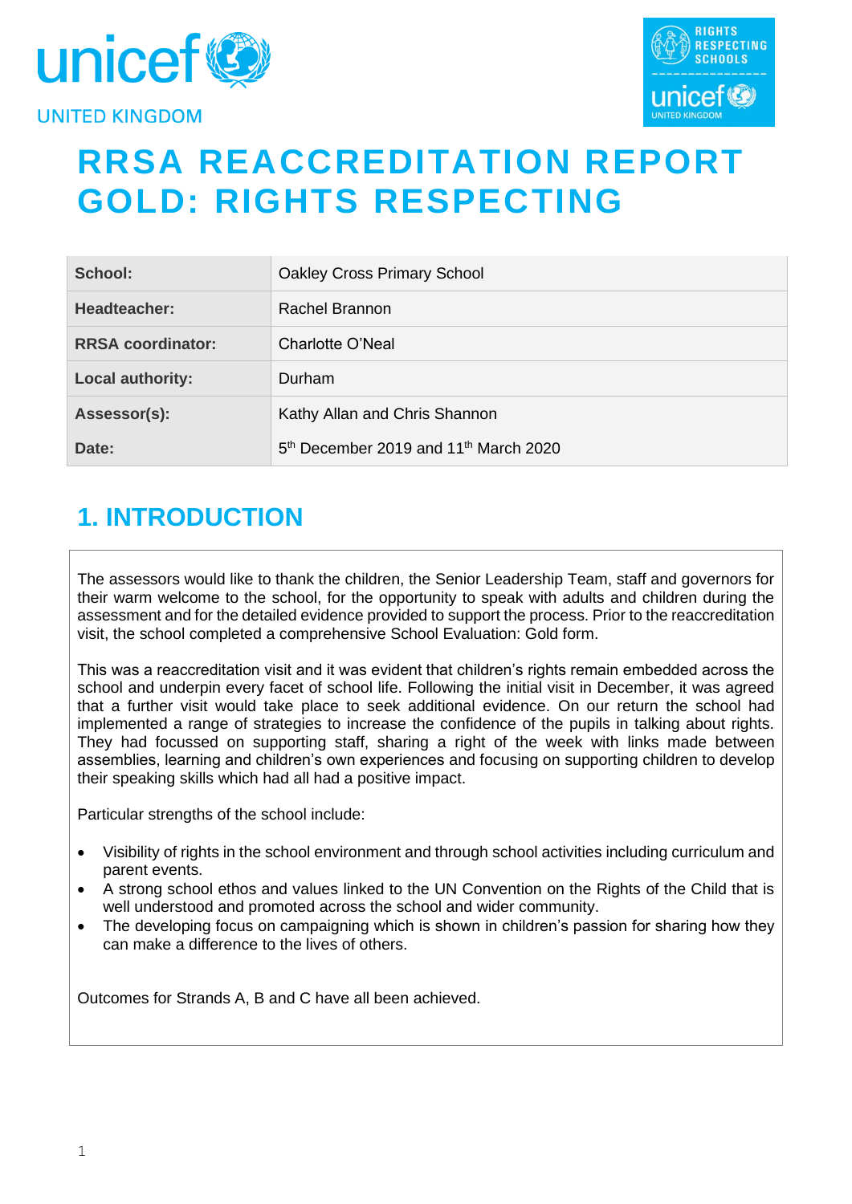# RRSA REACCREDITATION REPORT GOLD: RIGHTS RESPECTING

| School: | Oakley Cross Primary School |
|---|---|
| Headteacher: | Rachel Brannon |
| RRSA coordinator: | Charlotte O'Neal |
| Local authority: | Durham |
| Assessor(s): | Kathy Allan and Chris Shannon |
| Date: | 5th December 2019 and 11th March 2020 |

## 1. INTRODUCTION

The assessors would like to thank the children, the Senior Leadership Team, staff and governors for their warm welcome to the school, for the opportunity to speak with adults and children during the assessment and for the detailed evidence provided to support the process. Prior to the reaccreditation visit, the school completed a comprehensive School Evaluation: Gold form.

This was a reaccreditation visit and it was evident that children's rights remain embedded across the school and underpin every facet of school life. Following the initial visit in December, it was agreed that a further visit would take place to seek additional evidence. On our return the school had implemented a range of strategies to increase the confidence of the pupils in talking about rights. They had focussed on supporting staff, sharing a right of the week with links made between assemblies, learning and children's own experiences and focusing on supporting children to develop their speaking skills which had all had a positive impact.

Particular strengths of the school include:

- Visibility of rights in the school environment and through school activities including curriculum and parent events.
- A strong school ethos and values linked to the UN Convention on the Rights of the Child that is well understood and promoted across the school and wider community.
- The developing focus on campaigning which is shown in children's passion for sharing how they can make a difference to the lives of others.

Outcomes for Strands A, B and C have all been achieved.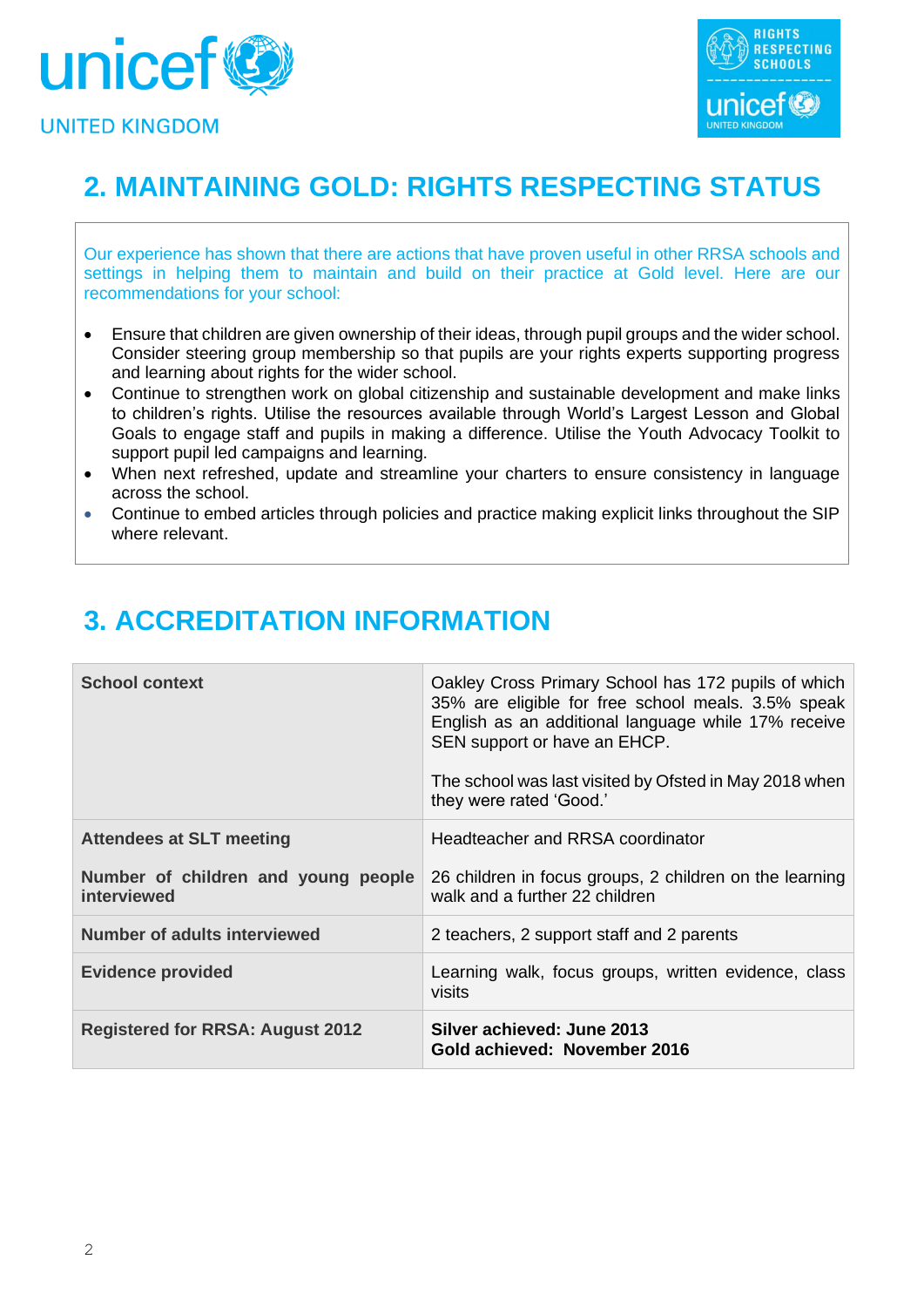## 2. MAINTAINING GOLD: RIGHTS RESPECTING STATUS

Our experience has shown that there are actions that have proven useful in other RRSA schools and settings in helping them to maintain and build on their practice at Gold level. Here are our recommendations for your school:

- Ensure that children are given ownership of their ideas, through pupil groups and the wider school. Consider steering group membership so that pupils are your rights experts supporting progress and learning about rights for the wider school.
- Continue to strengthen work on global citizenship and sustainable development and make links to children's rights. Utilise the resources available through World's Largest Lesson and Global Goals to engage staff and pupils in making a difference. Utilise the Youth Advocacy Toolkit to support pupil led campaigns and learning.
- When next refreshed, update and streamline your charters to ensure consistency in language across the school.
- Continue to embed articles through policies and practice making explicit links throughout the SIP where relevant.

## 3. ACCREDITATION INFORMATION

| | |
|---|---|
| **School context** | Oakley Cross Primary School has 172 pupils of which 35% are eligible for free school meals. 3.5% speak English as an additional language while 17% receive SEN support or have an EHCP.<br><br>The school was last visited by Ofsted in May 2018 when they were rated 'Good.' |
| **Attendees at SLT meeting** | Headteacher and RRSA coordinator |
| **Number of children and young people interviewed** | 26 children in focus groups, 2 children on the learning walk and a further 22 children |
| **Number of adults interviewed** | 2 teachers, 2 support staff and 2 parents |
| **Evidence provided** | Learning walk, focus groups, written evidence, class visits |
| **Registered for RRSA: August 2012** | **Silver achieved: June 2013**<br>**Gold achieved: November 2016** |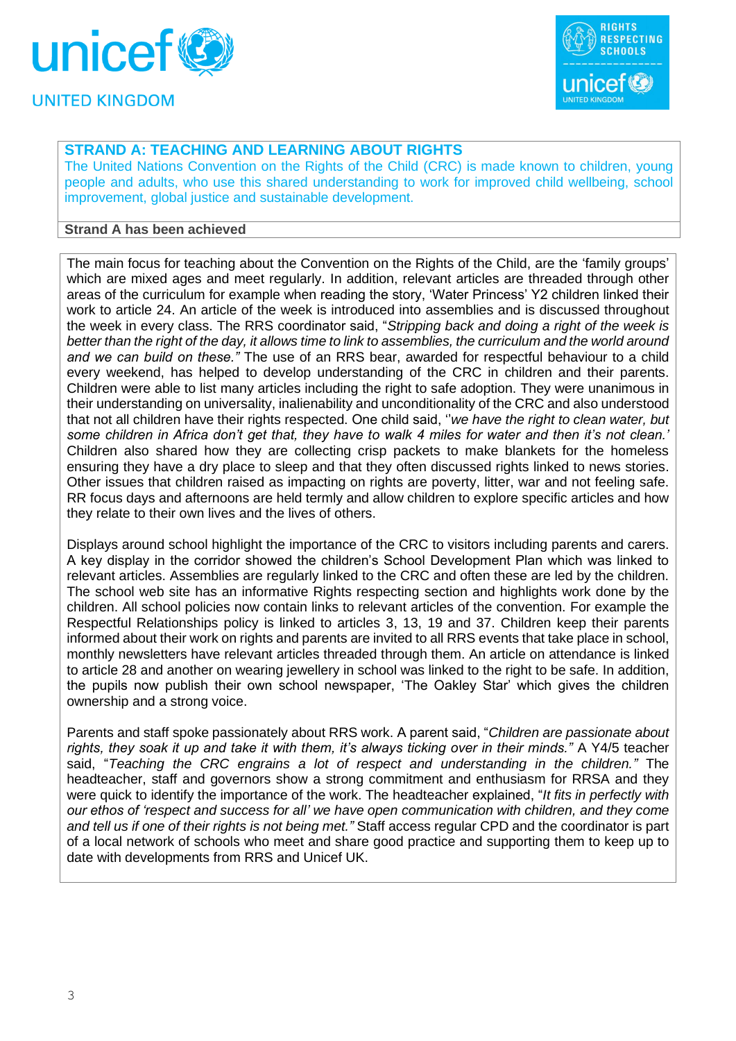## STRAND A: TEACHING AND LEARNING ABOUT RIGHTS

The United Nations Convention on the Rights of the Child (CRC) is made known to children, young people and adults, who use this shared understanding to work for improved child wellbeing, school improvement, global justice and sustainable development.

**Strand A has been achieved**

The main focus for teaching about the Convention on the Rights of the Child, are the 'family groups' which are mixed ages and meet regularly. In addition, relevant articles are threaded through other areas of the curriculum for example when reading the story, 'Water Princess' Y2 children linked their work to article 24. An article of the week is introduced into assemblies and is discussed throughout the week in every class. The RRS coordinator said, "*Stripping back and doing a right of the week is better than the right of the day, it allows time to link to assemblies, the curriculum and the world around and we can build on these."* The use of an RRS bear, awarded for respectful behaviour to a child every weekend, has helped to develop understanding of the CRC in children and their parents. Children were able to list many articles including the right to safe adoption. They were unanimous in their understanding on universality, inalienability and unconditionality of the CRC and also understood that not all children have their rights respected. One child said, ''*we have the right to clean water, but some children in Africa don't get that, they have to walk 4 miles for water and then it's not clean.'* Children also shared how they are collecting crisp packets to make blankets for the homeless ensuring they have a dry place to sleep and that they often discussed rights linked to news stories. Other issues that children raised as impacting on rights are poverty, litter, war and not feeling safe. RR focus days and afternoons are held termly and allow children to explore specific articles and how they relate to their own lives and the lives of others.

Displays around school highlight the importance of the CRC to visitors including parents and carers. A key display in the corridor showed the children's School Development Plan which was linked to relevant articles. Assemblies are regularly linked to the CRC and often these are led by the children. The school web site has an informative Rights respecting section and highlights work done by the children. All school policies now contain links to relevant articles of the convention. For example the Respectful Relationships policy is linked to articles 3, 13, 19 and 37. Children keep their parents informed about their work on rights and parents are invited to all RRS events that take place in school, monthly newsletters have relevant articles threaded through them. An article on attendance is linked to article 28 and another on wearing jewellery in school was linked to the right to be safe. In addition, the pupils now publish their own school newspaper, 'The Oakley Star' which gives the children ownership and a strong voice.

Parents and staff spoke passionately about RRS work. A parent said, "*Children are passionate about rights, they soak it up and take it with them, it's always ticking over in their minds."* A Y4/5 teacher said, "*Teaching the CRC engrains a lot of respect and understanding in the children."* The headteacher, staff and governors show a strong commitment and enthusiasm for RRSA and they were quick to identify the importance of the work. The headteacher explained, "*It fits in perfectly with our ethos of 'respect and success for all' we have open communication with children, and they come and tell us if one of their rights is not being met."* Staff access regular CPD and the coordinator is part of a local network of schools who meet and share good practice and supporting them to keep up to date with developments from RRS and Unicef UK.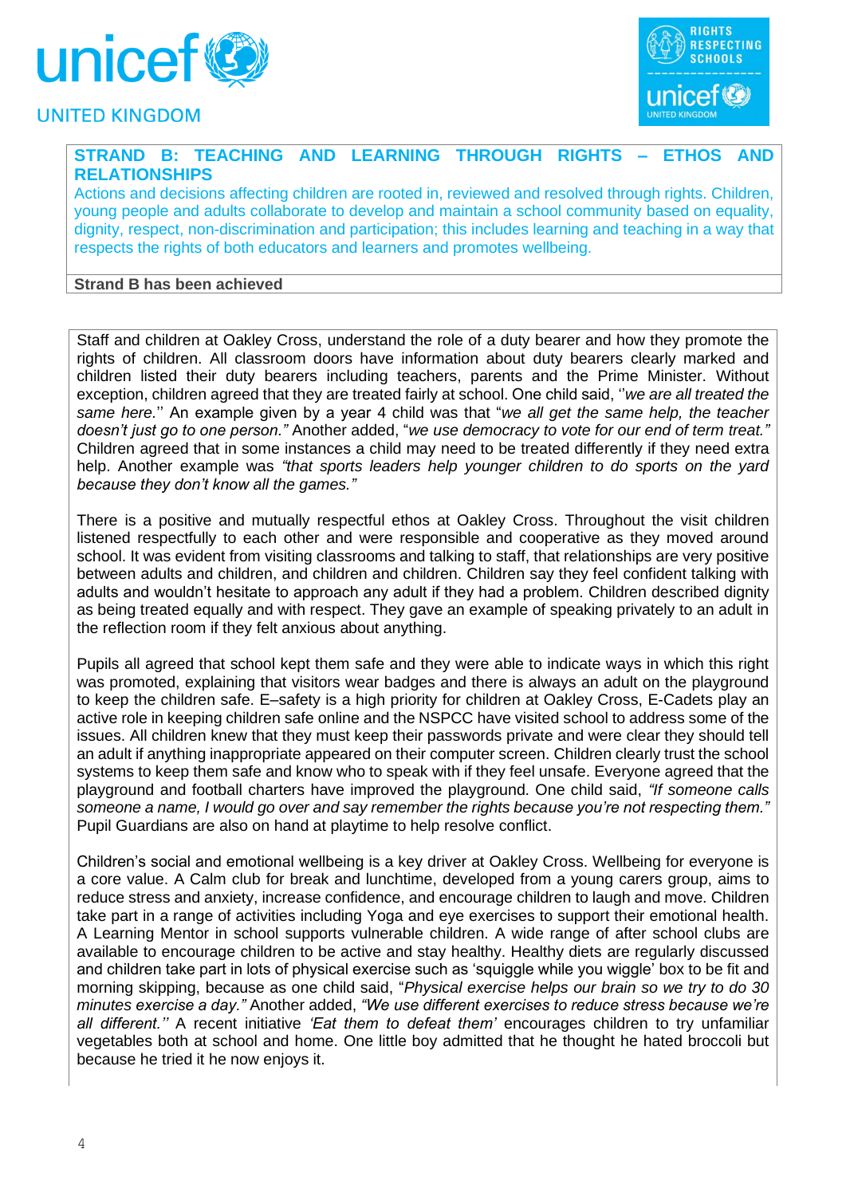## STRAND B: TEACHING AND LEARNING THROUGH RIGHTS – ETHOS AND RELATIONSHIPS

Actions and decisions affecting children are rooted in, reviewed and resolved through rights. Children, young people and adults collaborate to develop and maintain a school community based on equality, dignity, respect, non-discrimination and participation; this includes learning and teaching in a way that respects the rights of both educators and learners and promotes wellbeing.

**Strand B has been achieved**

Staff and children at Oakley Cross, understand the role of a duty bearer and how they promote the rights of children. All classroom doors have information about duty bearers clearly marked and children listed their duty bearers including teachers, parents and the Prime Minister. Without exception, children agreed that they are treated fairly at school. One child said, ''*we are all treated the same here.*'' An example given by a year 4 child was that "*we all get the same help, the teacher doesn't just go to one person."* Another added, "*we use democracy to vote for our end of term treat."* Children agreed that in some instances a child may need to be treated differently if they need extra help. Another example was *"that sports leaders help younger children to do sports on the yard because they don't know all the games."*

There is a positive and mutually respectful ethos at Oakley Cross. Throughout the visit children listened respectfully to each other and were responsible and cooperative as they moved around school. It was evident from visiting classrooms and talking to staff, that relationships are very positive between adults and children, and children and children. Children say they feel confident talking with adults and wouldn't hesitate to approach any adult if they had a problem. Children described dignity as being treated equally and with respect. They gave an example of speaking privately to an adult in the reflection room if they felt anxious about anything.

Pupils all agreed that school kept them safe and they were able to indicate ways in which this right was promoted, explaining that visitors wear badges and there is always an adult on the playground to keep the children safe. E–safety is a high priority for children at Oakley Cross, E-Cadets play an active role in keeping children safe online and the NSPCC have visited school to address some of the issues. All children knew that they must keep their passwords private and were clear they should tell an adult if anything inappropriate appeared on their computer screen. Children clearly trust the school systems to keep them safe and know who to speak with if they feel unsafe. Everyone agreed that the playground and football charters have improved the playground. One child said, *"If someone calls someone a name, I would go over and say remember the rights because you're not respecting them."* Pupil Guardians are also on hand at playtime to help resolve conflict.

Children's social and emotional wellbeing is a key driver at Oakley Cross. Wellbeing for everyone is a core value. A Calm club for break and lunchtime, developed from a young carers group, aims to reduce stress and anxiety, increase confidence, and encourage children to laugh and move. Children take part in a range of activities including Yoga and eye exercises to support their emotional health. A Learning Mentor in school supports vulnerable children. A wide range of after school clubs are available to encourage children to be active and stay healthy. Healthy diets are regularly discussed and children take part in lots of physical exercise such as 'squiggle while you wiggle' box to be fit and morning skipping, because as one child said, "*Physical exercise helps our brain so we try to do 30 minutes exercise a day."* Another added, *"We use different exercises to reduce stress because we're all different.''* A recent initiative *'Eat them to defeat them'* encourages children to try unfamiliar vegetables both at school and home. One little boy admitted that he thought he hated broccoli but because he tried it he now enjoys it.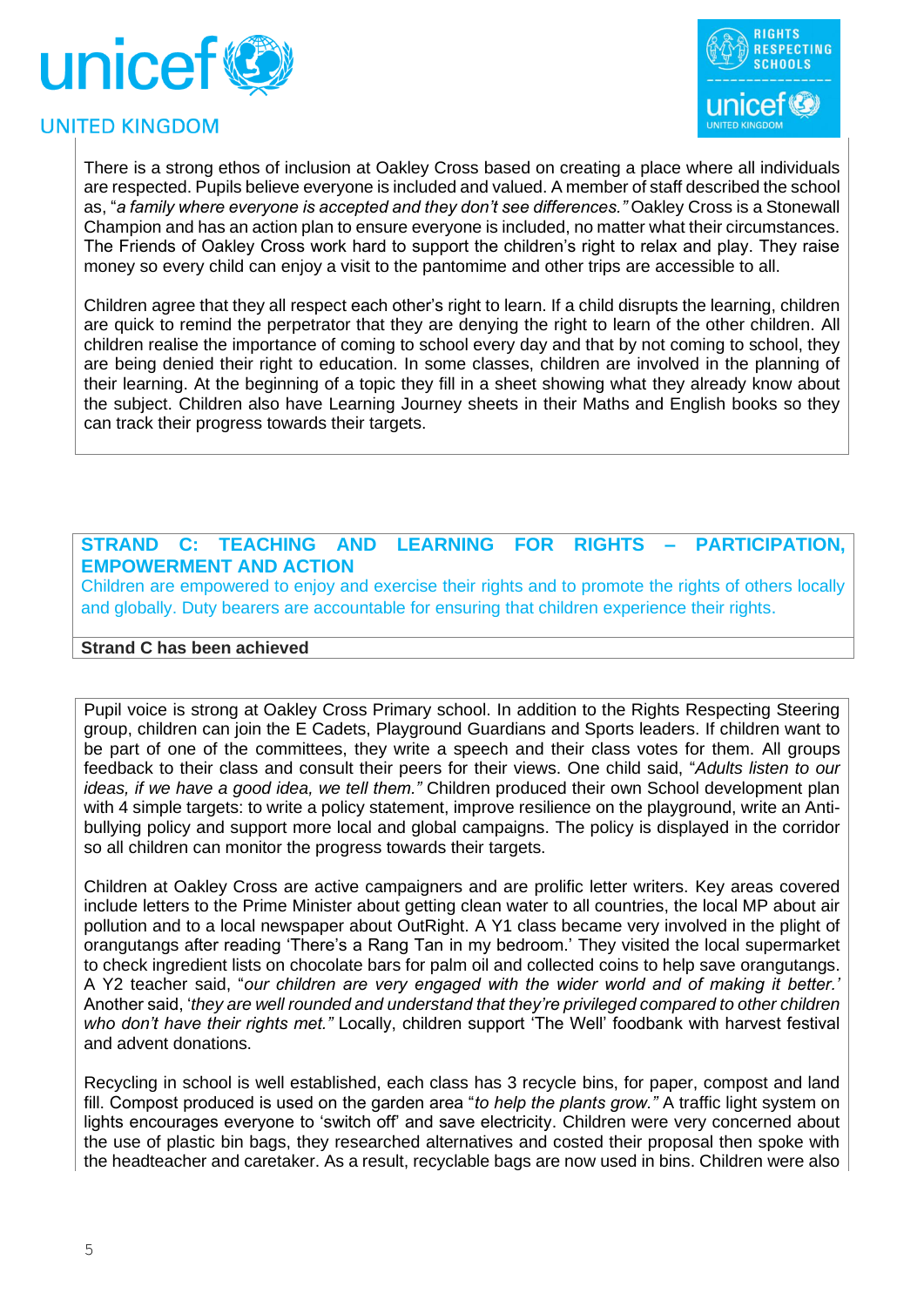There is a strong ethos of inclusion at Oakley Cross based on creating a place where all individuals are respected. Pupils believe everyone is included and valued. A member of staff described the school as, "*a family where everyone is accepted and they don't see differences."* Oakley Cross is a Stonewall Champion and has an action plan to ensure everyone is included, no matter what their circumstances. The Friends of Oakley Cross work hard to support the children's right to relax and play. They raise money so every child can enjoy a visit to the pantomime and other trips are accessible to all.

Children agree that they all respect each other's right to learn. If a child disrupts the learning, children are quick to remind the perpetrator that they are denying the right to learn of the other children. All children realise the importance of coming to school every day and that by not coming to school, they are being denied their right to education. In some classes, children are involved in the planning of their learning. At the beginning of a topic they fill in a sheet showing what they already know about the subject. Children also have Learning Journey sheets in their Maths and English books so they can track their progress towards their targets.

## STRAND C: TEACHING AND LEARNING FOR RIGHTS – PARTICIPATION, EMPOWERMENT AND ACTION

Children are empowered to enjoy and exercise their rights and to promote the rights of others locally and globally. Duty bearers are accountable for ensuring that children experience their rights.

**Strand C has been achieved**

Pupil voice is strong at Oakley Cross Primary school. In addition to the Rights Respecting Steering group, children can join the E Cadets, Playground Guardians and Sports leaders. If children want to be part of one of the committees, they write a speech and their class votes for them. All groups feedback to their class and consult their peers for their views. One child said, "*Adults listen to our ideas, if we have a good idea, we tell them."* Children produced their own School development plan with 4 simple targets: to write a policy statement, improve resilience on the playground, write an Anti-bullying policy and support more local and global campaigns. The policy is displayed in the corridor so all children can monitor the progress towards their targets.

Children at Oakley Cross are active campaigners and are prolific letter writers. Key areas covered include letters to the Prime Minister about getting clean water to all countries, the local MP about air pollution and to a local newspaper about OutRight. A Y1 class became very involved in the plight of orangutangs after reading 'There's a Rang Tan in my bedroom.' They visited the local supermarket to check ingredient lists on chocolate bars for palm oil and collected coins to help save orangutangs. A Y2 teacher said, "*our children are very engaged with the wider world and of making it better.'* Another said, '*they are well rounded and understand that they're privileged compared to other children who don't have their rights met."* Locally, children support 'The Well' foodbank with harvest festival and advent donations.

Recycling in school is well established, each class has 3 recycle bins, for paper, compost and land fill. Compost produced is used on the garden area "*to help the plants grow."* A traffic light system on lights encourages everyone to 'switch off' and save electricity. Children were very concerned about the use of plastic bin bags, they researched alternatives and costed their proposal then spoke with the headteacher and caretaker. As a result, recyclable bags are now used in bins. Children were also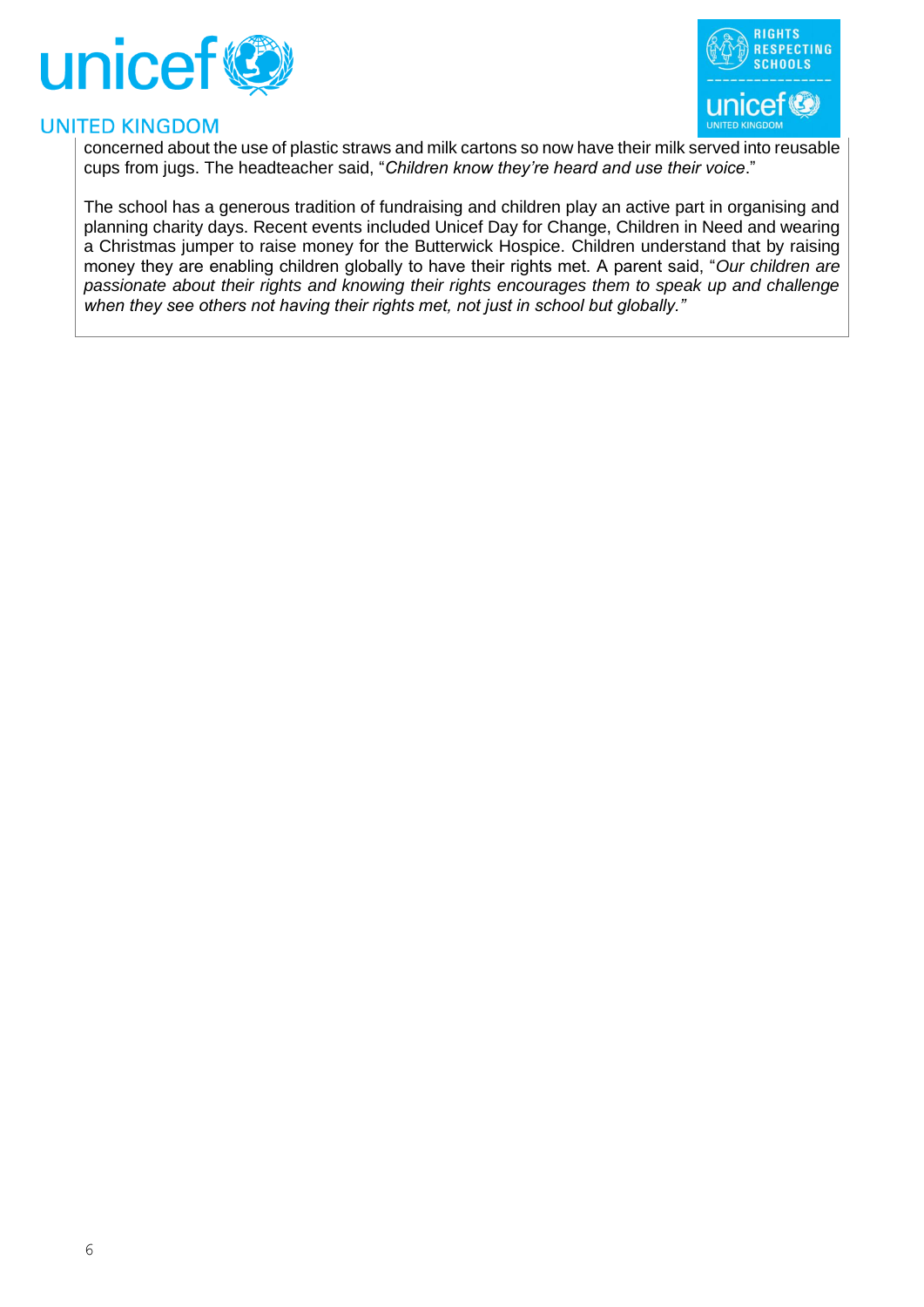concerned about the use of plastic straws and milk cartons so now have their milk served into reusable cups from jugs. The headteacher said, "*Children know they're heard and use their voice*."

The school has a generous tradition of fundraising and children play an active part in organising and planning charity days. Recent events included Unicef Day for Change, Children in Need and wearing a Christmas jumper to raise money for the Butterwick Hospice. Children understand that by raising money they are enabling children globally to have their rights met. A parent said, "*Our children are passionate about their rights and knowing their rights encourages them to speak up and challenge when they see others not having their rights met, not just in school but globally."*